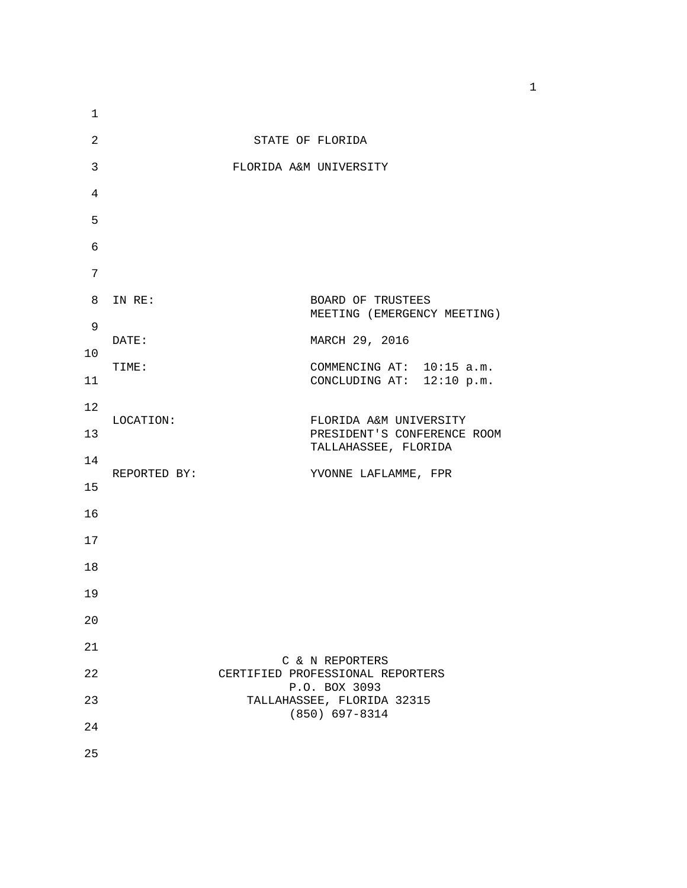STATE OF FLORIDA

FLORIDA A&M UNIVERSITY

| | |
|---|---|
| IN RE: | BOARD OF TRUSTEES MEETING (EMERGENCY MEETING) |
| DATE: | MARCH 29, 2016 |
| TIME: | COMMENCING AT: 10:15 a.m. CONCLUDING AT: 12:10 p.m. |
| LOCATION: | FLORIDA A&M UNIVERSITY PRESIDENT'S CONFERENCE ROOM TALLAHASSEE, FLORIDA |
| REPORTED BY: | YVONNE LAFLAMME, FPR |

C & N REPORTERS
CERTIFIED PROFESSIONAL REPORTERS
P.O. BOX 3093
TALLAHASSEE, FLORIDA 32315
(850) 697-8314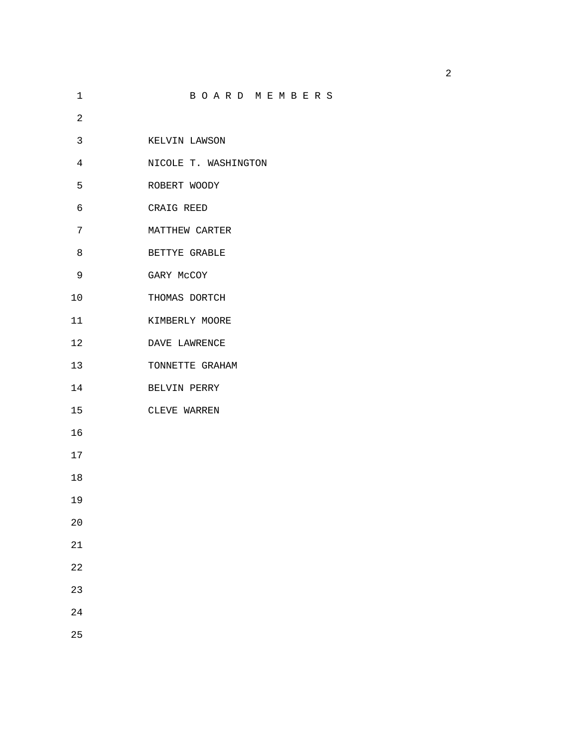# BOARD MEMBERS

KELVIN LAWSON

NICOLE T. WASHINGTON

ROBERT WOODY

CRAIG REED

MATTHEW CARTER

BETTYE GRABLE

GARY McCOY

THOMAS DORTCH

KIMBERLY MOORE

DAVE LAWRENCE

TONNETTE GRAHAM

BELVIN PERRY

CLEVE WARREN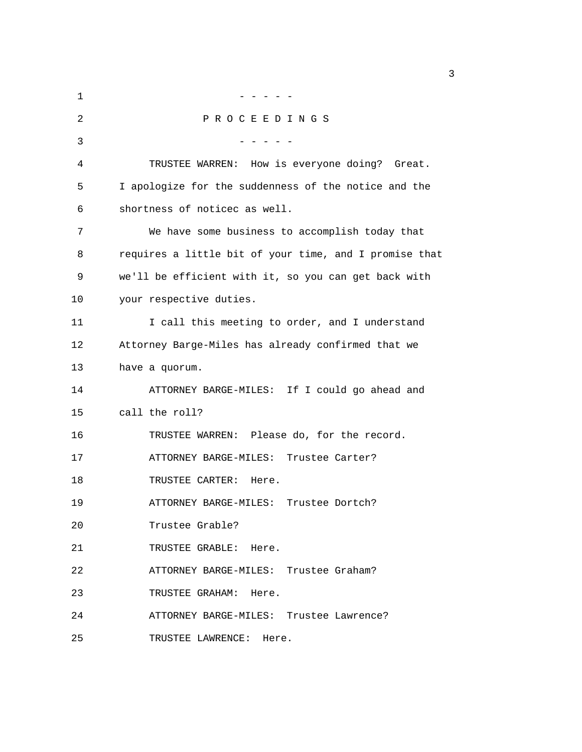- - - - -

P R O C E E D I N G S

- - - - -

TRUSTEE WARREN: How is everyone doing? Great. I apologize for the suddenness of the notice and the shortness of noticec as well.

We have some business to accomplish today that requires a little bit of your time, and I promise that we'll be efficient with it, so you can get back with your respective duties.

I call this meeting to order, and I understand Attorney Barge-Miles has already confirmed that we have a quorum.

ATTORNEY BARGE-MILES: If I could go ahead and call the roll?

TRUSTEE WARREN: Please do, for the record.

ATTORNEY BARGE-MILES: Trustee Carter?

TRUSTEE CARTER: Here.

ATTORNEY BARGE-MILES: Trustee Dortch?

Trustee Grable?

TRUSTEE GRABLE: Here.

ATTORNEY BARGE-MILES: Trustee Graham?

TRUSTEE GRAHAM: Here.

ATTORNEY BARGE-MILES: Trustee Lawrence?

TRUSTEE LAWRENCE: Here.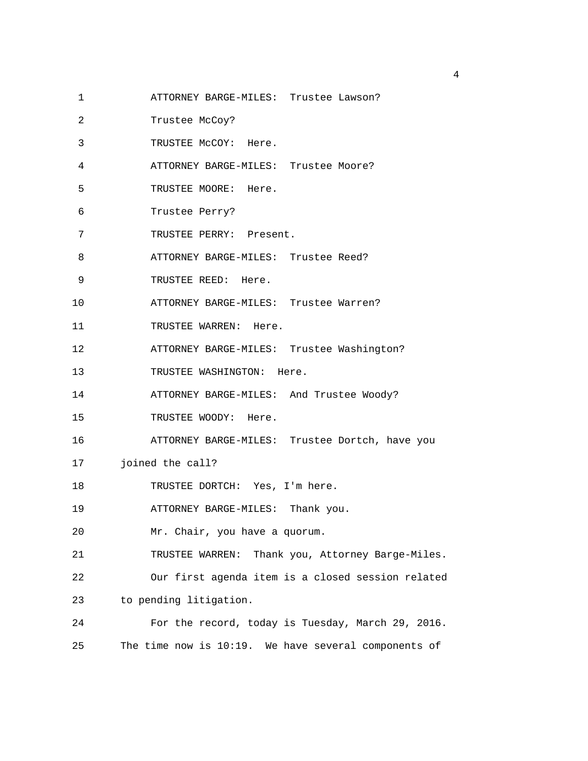ATTORNEY BARGE-MILES: Trustee Lawson?

Trustee McCoy?

TRUSTEE McCOY: Here.

ATTORNEY BARGE-MILES: Trustee Moore?

TRUSTEE MOORE: Here.

Trustee Perry?

TRUSTEE PERRY: Present.

ATTORNEY BARGE-MILES: Trustee Reed?

TRUSTEE REED: Here.

ATTORNEY BARGE-MILES: Trustee Warren?

TRUSTEE WARREN: Here.

ATTORNEY BARGE-MILES: Trustee Washington?

TRUSTEE WASHINGTON: Here.

ATTORNEY BARGE-MILES: And Trustee Woody?

TRUSTEE WOODY: Here.

ATTORNEY BARGE-MILES: Trustee Dortch, have you joined the call?

TRUSTEE DORTCH: Yes, I'm here.

ATTORNEY BARGE-MILES: Thank you.

Mr. Chair, you have a quorum.

TRUSTEE WARREN: Thank you, Attorney Barge-Miles.

Our first agenda item is a closed session related to pending litigation.

For the record, today is Tuesday, March 29, 2016. The time now is 10:19. We have several components of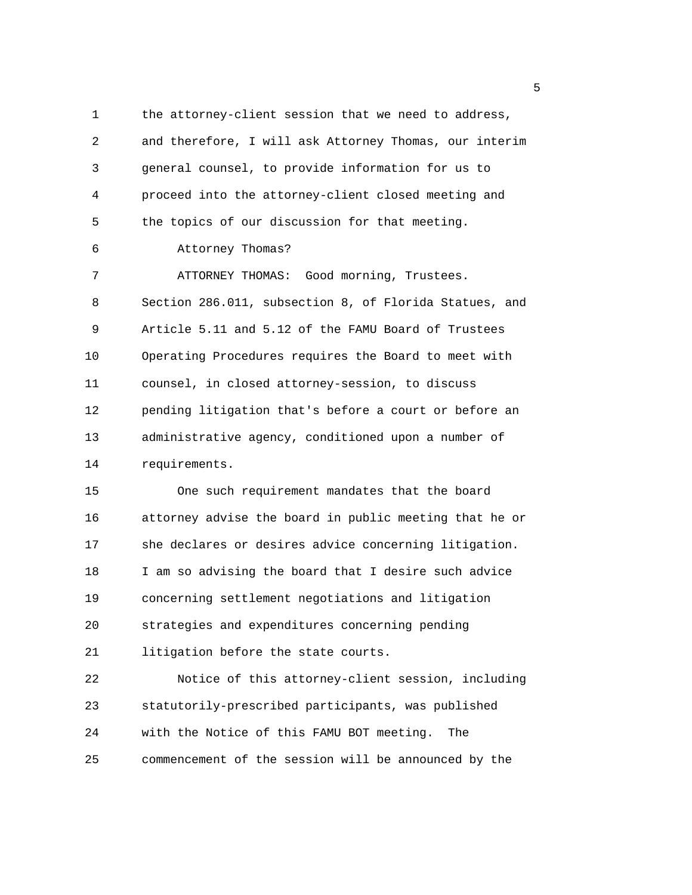1 the attorney-client session that we need to address,
2 and therefore, I will ask Attorney Thomas, our interim
3 general counsel, to provide information for us to
4 proceed into the attorney-client closed meeting and
5 the topics of our discussion for that meeting.
6 Attorney Thomas?
7 ATTORNEY THOMAS: Good morning, Trustees.
8 Section 286.011, subsection 8, of Florida Statues, and
9 Article 5.11 and 5.12 of the FAMU Board of Trustees
10 Operating Procedures requires the Board to meet with
11 counsel, in closed attorney-session, to discuss
12 pending litigation that's before a court or before an
13 administrative agency, conditioned upon a number of
14 requirements.
15 One such requirement mandates that the board
16 attorney advise the board in public meeting that he or
17 she declares or desires advice concerning litigation.
18 I am so advising the board that I desire such advice
19 concerning settlement negotiations and litigation
20 strategies and expenditures concerning pending
21 litigation before the state courts.
22 Notice of this attorney-client session, including
23 statutorily-prescribed participants, was published
24 with the Notice of this FAMU BOT meeting. The
25 commencement of the session will be announced by the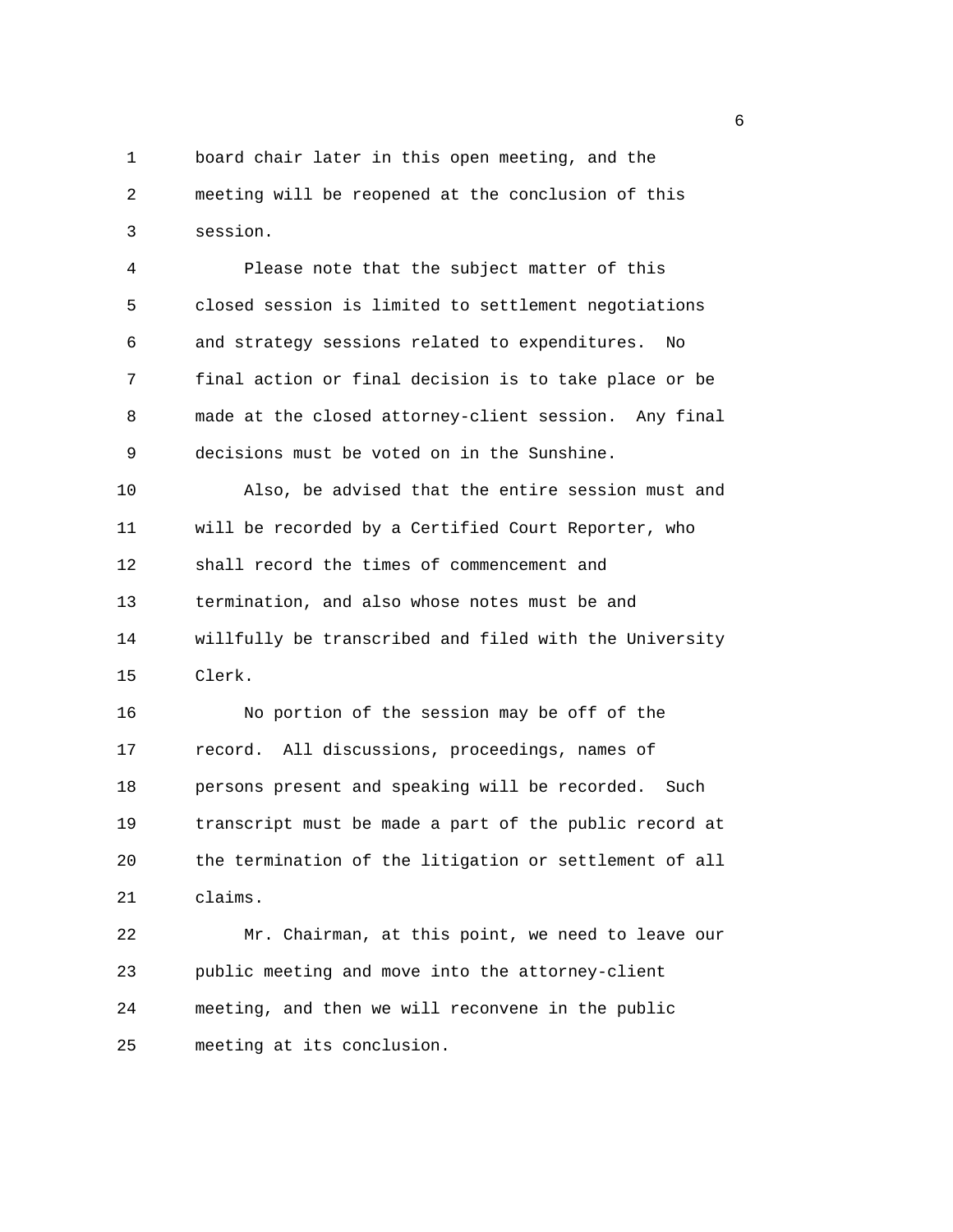board chair later in this open meeting, and the meeting will be reopened at the conclusion of this session.

Please note that the subject matter of this closed session is limited to settlement negotiations and strategy sessions related to expenditures. No final action or final decision is to take place or be made at the closed attorney-client session. Any final decisions must be voted on in the Sunshine.

Also, be advised that the entire session must and will be recorded by a Certified Court Reporter, who shall record the times of commencement and termination, and also whose notes must be and willfully be transcribed and filed with the University Clerk.

No portion of the session may be off of the record. All discussions, proceedings, names of persons present and speaking will be recorded. Such transcript must be made a part of the public record at the termination of the litigation or settlement of all claims.

Mr. Chairman, at this point, we need to leave our public meeting and move into the attorney-client meeting, and then we will reconvene in the public meeting at its conclusion.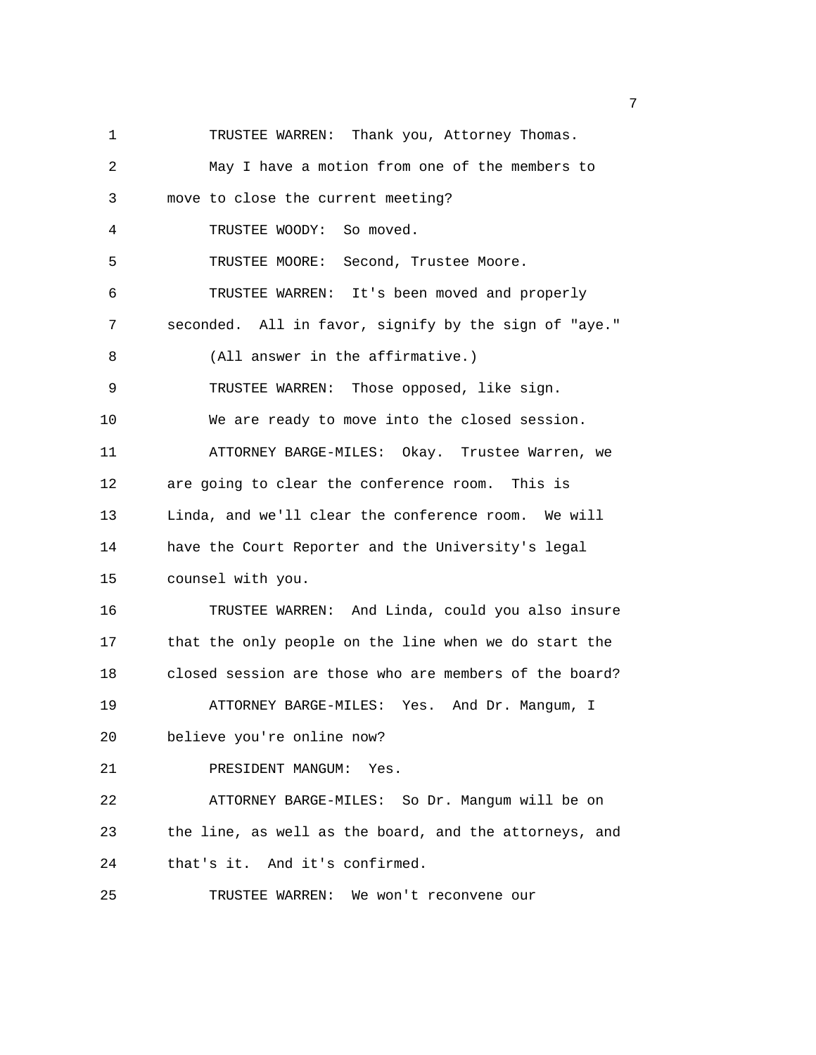TRUSTEE WARREN: Thank you, Attorney Thomas.

May I have a motion from one of the members to move to close the current meeting?

TRUSTEE WOODY: So moved.

TRUSTEE MOORE: Second, Trustee Moore.

TRUSTEE WARREN: It's been moved and properly seconded. All in favor, signify by the sign of "aye."

(All answer in the affirmative.)

TRUSTEE WARREN: Those opposed, like sign.

We are ready to move into the closed session.

ATTORNEY BARGE-MILES: Okay. Trustee Warren, we are going to clear the conference room. This is Linda, and we'll clear the conference room. We will have the Court Reporter and the University's legal counsel with you.

TRUSTEE WARREN: And Linda, could you also insure that the only people on the line when we do start the closed session are those who are members of the board?

ATTORNEY BARGE-MILES: Yes. And Dr. Mangum, I believe you're online now?

PRESIDENT MANGUM: Yes.

ATTORNEY BARGE-MILES: So Dr. Mangum will be on the line, as well as the board, and the attorneys, and that's it. And it's confirmed.

TRUSTEE WARREN: We won't reconvene our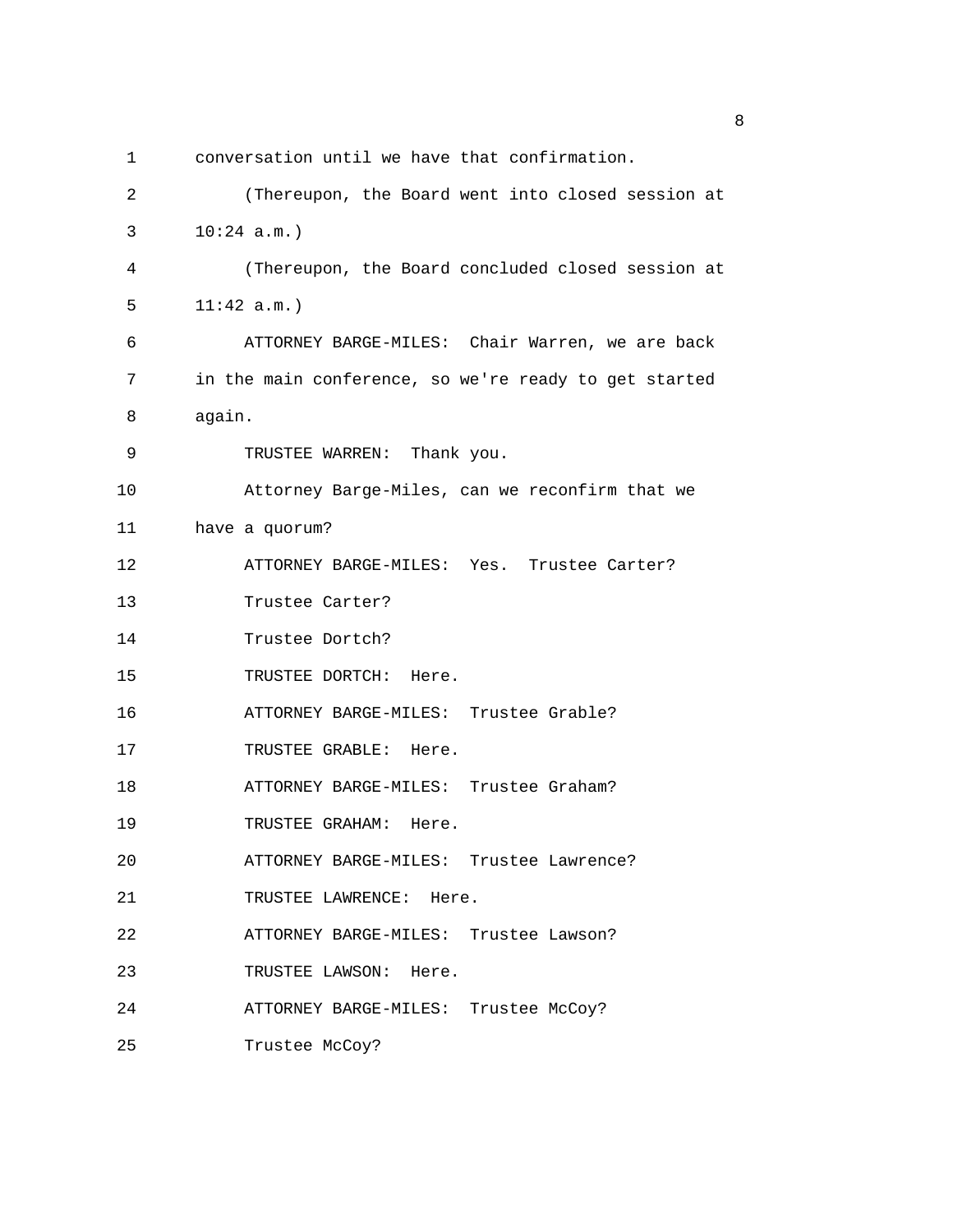conversation until we have that confirmation.

(Thereupon, the Board went into closed session at 10:24 a.m.)

(Thereupon, the Board concluded closed session at 11:42 a.m.)

ATTORNEY BARGE-MILES: Chair Warren, we are back in the main conference, so we're ready to get started again.

TRUSTEE WARREN: Thank you.

Attorney Barge-Miles, can we reconfirm that we have a quorum?

ATTORNEY BARGE-MILES: Yes. Trustee Carter?

Trustee Carter?

Trustee Dortch?

TRUSTEE DORTCH: Here.

ATTORNEY BARGE-MILES: Trustee Grable?

TRUSTEE GRABLE: Here.

ATTORNEY BARGE-MILES: Trustee Graham?

TRUSTEE GRAHAM: Here.

ATTORNEY BARGE-MILES: Trustee Lawrence?

TRUSTEE LAWRENCE: Here.

ATTORNEY BARGE-MILES: Trustee Lawson?

TRUSTEE LAWSON: Here.

ATTORNEY BARGE-MILES: Trustee McCoy?

Trustee McCoy?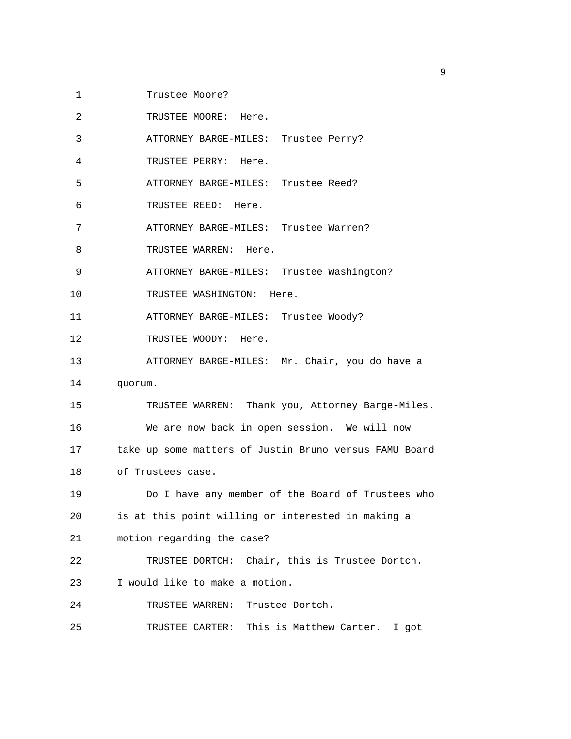1 Trustee Moore?

2 TRUSTEE MOORE: Here.

3 ATTORNEY BARGE-MILES: Trustee Perry?

4 TRUSTEE PERRY: Here.

5 ATTORNEY BARGE-MILES: Trustee Reed?

6 TRUSTEE REED: Here.

7 ATTORNEY BARGE-MILES: Trustee Warren?

8 TRUSTEE WARREN: Here.

9 ATTORNEY BARGE-MILES: Trustee Washington?

10 TRUSTEE WASHINGTON: Here.

11 ATTORNEY BARGE-MILES: Trustee Woody?

12 TRUSTEE WOODY: Here.

13 ATTORNEY BARGE-MILES: Mr. Chair, you do have a

14 quorum.

15 TRUSTEE WARREN: Thank you, Attorney Barge-Miles.

16 We are now back in open session. We will now

17 take up some matters of Justin Bruno versus FAMU Board

18 of Trustees case.

19 Do I have any member of the Board of Trustees who

20 is at this point willing or interested in making a

21 motion regarding the case?

22 TRUSTEE DORTCH: Chair, this is Trustee Dortch.

23 I would like to make a motion.

24 TRUSTEE WARREN: Trustee Dortch.

25 TRUSTEE CARTER: This is Matthew Carter. I got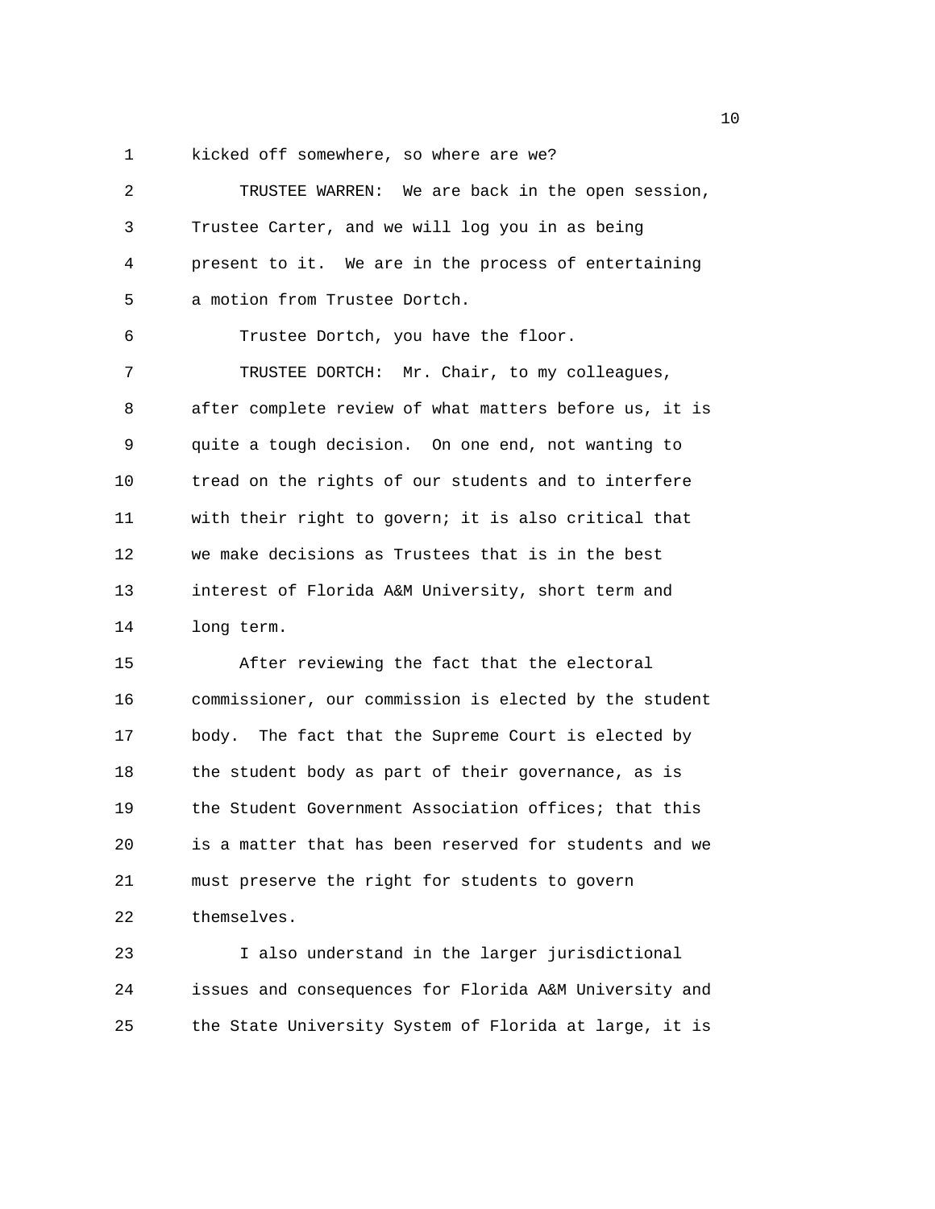kicked off somewhere, so where are we?

TRUSTEE WARREN: We are back in the open session, Trustee Carter, and we will log you in as being present to it. We are in the process of entertaining a motion from Trustee Dortch.

Trustee Dortch, you have the floor.

TRUSTEE DORTCH: Mr. Chair, to my colleagues, after complete review of what matters before us, it is quite a tough decision. On one end, not wanting to tread on the rights of our students and to interfere with their right to govern; it is also critical that we make decisions as Trustees that is in the best interest of Florida A&M University, short term and long term.

After reviewing the fact that the electoral commissioner, our commission is elected by the student body. The fact that the Supreme Court is elected by the student body as part of their governance, as is the Student Government Association offices; that this is a matter that has been reserved for students and we must preserve the right for students to govern themselves.

I also understand in the larger jurisdictional issues and consequences for Florida A&M University and the State University System of Florida at large, it is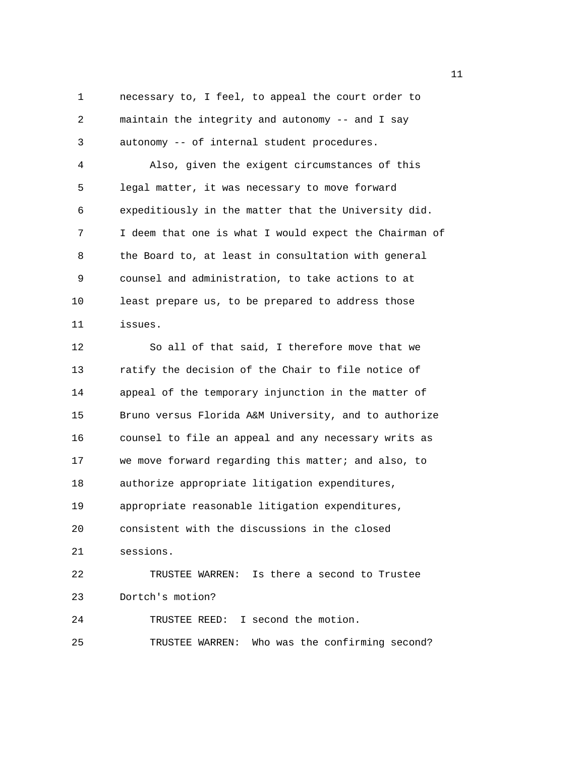necessary to, I feel, to appeal the court order to maintain the integrity and autonomy -- and I say autonomy -- of internal student procedures.

Also, given the exigent circumstances of this legal matter, it was necessary to move forward expeditiously in the matter that the University did. I deem that one is what I would expect the Chairman of the Board to, at least in consultation with general counsel and administration, to take actions to at least prepare us, to be prepared to address those issues.

So all of that said, I therefore move that we ratify the decision of the Chair to file notice of appeal of the temporary injunction in the matter of Bruno versus Florida A&M University, and to authorize counsel to file an appeal and any necessary writs as we move forward regarding this matter; and also, to authorize appropriate litigation expenditures, appropriate reasonable litigation expenditures, consistent with the discussions in the closed sessions.

TRUSTEE WARREN: Is there a second to Trustee Dortch's motion?

TRUSTEE REED: I second the motion.

TRUSTEE WARREN: Who was the confirming second?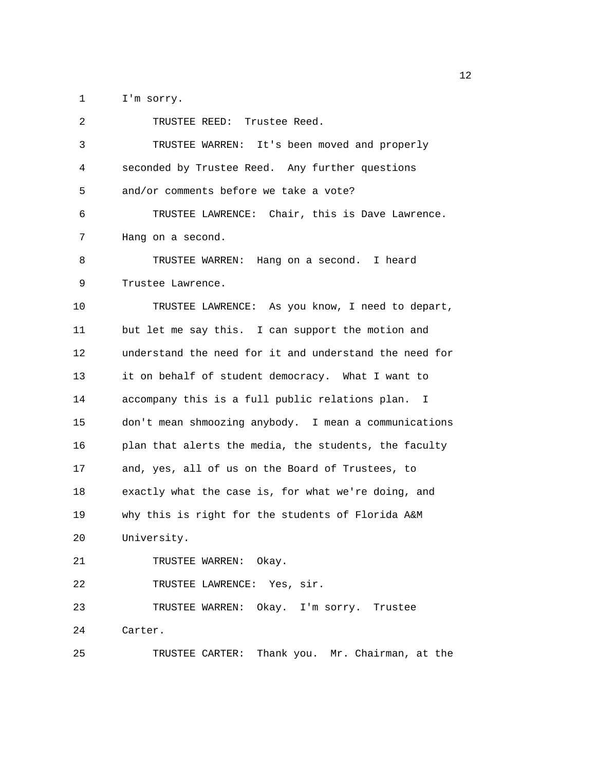I'm sorry.

TRUSTEE REED: Trustee Reed.

TRUSTEE WARREN: It's been moved and properly seconded by Trustee Reed. Any further questions and/or comments before we take a vote?

TRUSTEE LAWRENCE: Chair, this is Dave Lawrence. Hang on a second.

TRUSTEE WARREN: Hang on a second. I heard Trustee Lawrence.

TRUSTEE LAWRENCE: As you know, I need to depart, but let me say this. I can support the motion and understand the need for it and understand the need for it on behalf of student democracy. What I want to accompany this is a full public relations plan. I don't mean shmoozing anybody. I mean a communications plan that alerts the media, the students, the faculty and, yes, all of us on the Board of Trustees, to exactly what the case is, for what we're doing, and why this is right for the students of Florida A&M University.

TRUSTEE WARREN: Okay.

TRUSTEE LAWRENCE: Yes, sir.

TRUSTEE WARREN: Okay. I'm sorry. Trustee Carter.

TRUSTEE CARTER: Thank you. Mr. Chairman, at the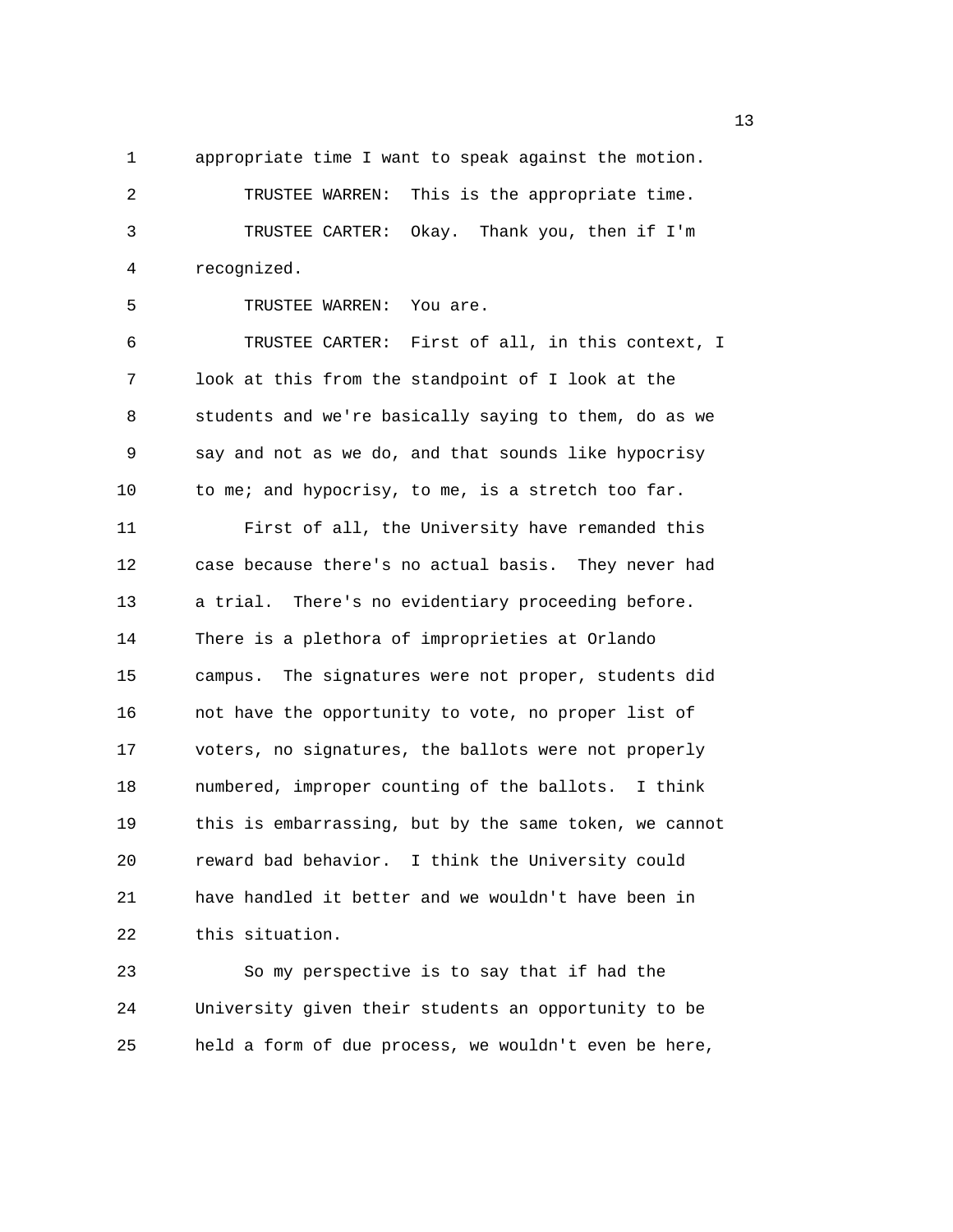appropriate time I want to speak against the motion.

TRUSTEE WARREN: This is the appropriate time.

TRUSTEE CARTER: Okay. Thank you, then if I'm recognized.

TRUSTEE WARREN: You are.

TRUSTEE CARTER: First of all, in this context, I look at this from the standpoint of I look at the students and we're basically saying to them, do as we say and not as we do, and that sounds like hypocrisy to me; and hypocrisy, to me, is a stretch too far.

First of all, the University have remanded this case because there's no actual basis. They never had a trial. There's no evidentiary proceeding before. There is a plethora of improprieties at Orlando campus. The signatures were not proper, students did not have the opportunity to vote, no proper list of voters, no signatures, the ballots were not properly numbered, improper counting of the ballots. I think this is embarrassing, but by the same token, we cannot reward bad behavior. I think the University could have handled it better and we wouldn't have been in this situation.

So my perspective is to say that if had the University given their students an opportunity to be held a form of due process, we wouldn't even be here,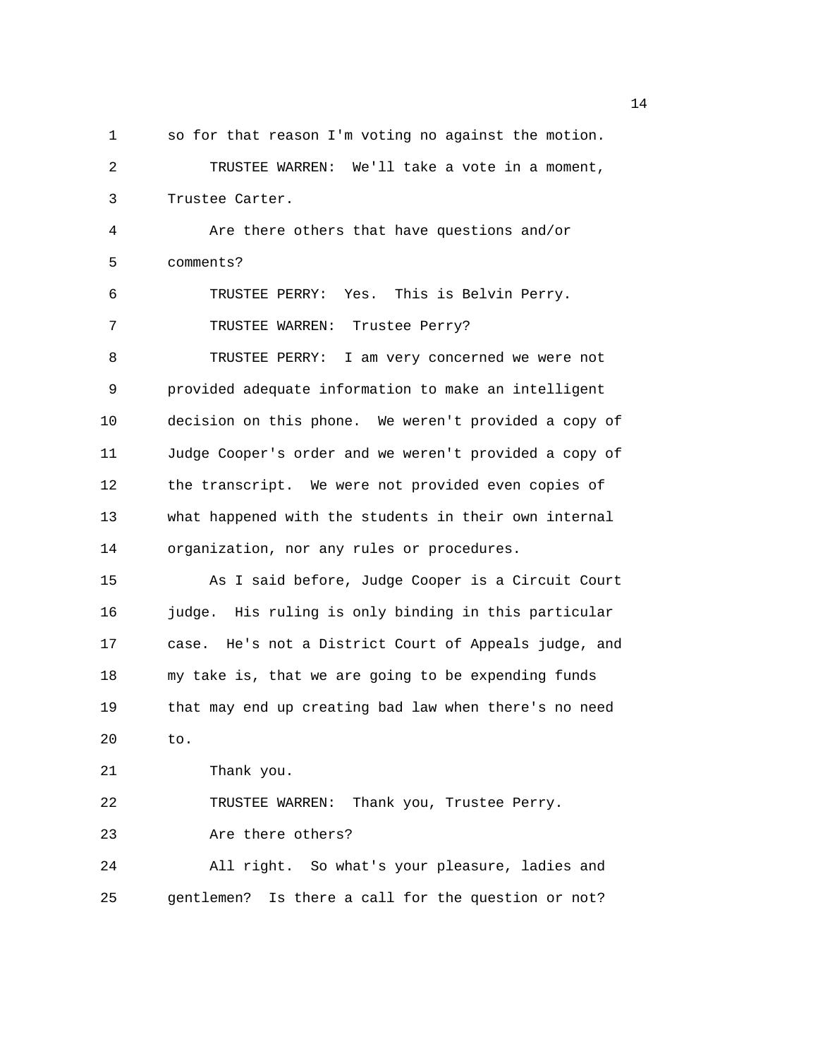so for that reason I'm voting no against the motion.

TRUSTEE WARREN: We'll take a vote in a moment, Trustee Carter.

Are there others that have questions and/or comments?

TRUSTEE PERRY: Yes. This is Belvin Perry.

TRUSTEE WARREN: Trustee Perry?

TRUSTEE PERRY: I am very concerned we were not provided adequate information to make an intelligent decision on this phone. We weren't provided a copy of Judge Cooper's order and we weren't provided a copy of the transcript. We were not provided even copies of what happened with the students in their own internal organization, nor any rules or procedures.

As I said before, Judge Cooper is a Circuit Court judge. His ruling is only binding in this particular case. He's not a District Court of Appeals judge, and my take is, that we are going to be expending funds that may end up creating bad law when there's no need to.

Thank you.

TRUSTEE WARREN: Thank you, Trustee Perry.

Are there others?

All right. So what's your pleasure, ladies and gentlemen? Is there a call for the question or not?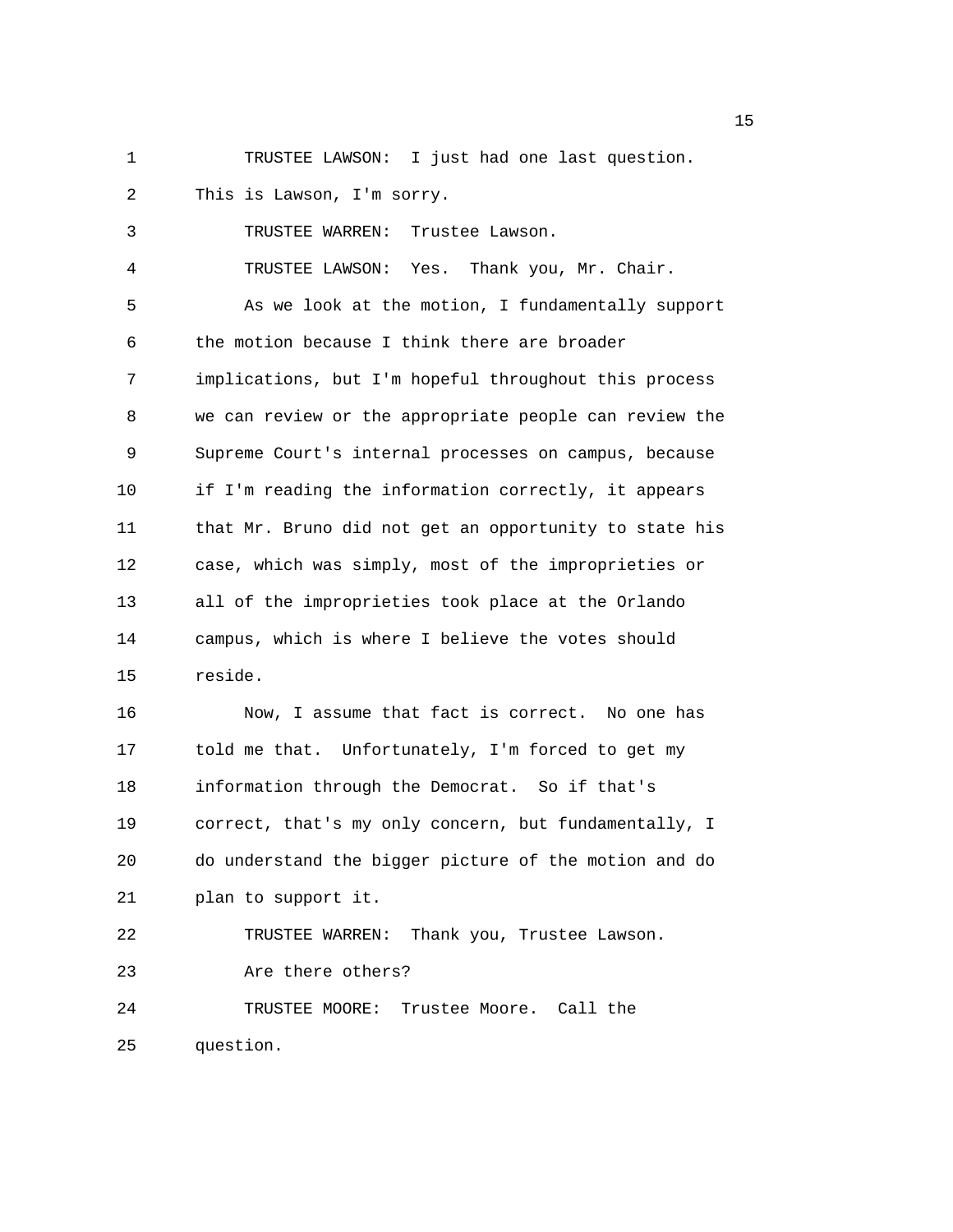TRUSTEE LAWSON: I just had one last question. This is Lawson, I'm sorry.

TRUSTEE WARREN: Trustee Lawson.

TRUSTEE LAWSON: Yes. Thank you, Mr. Chair.

As we look at the motion, I fundamentally support the motion because I think there are broader implications, but I'm hopeful throughout this process we can review or the appropriate people can review the Supreme Court's internal processes on campus, because if I'm reading the information correctly, it appears that Mr. Bruno did not get an opportunity to state his case, which was simply, most of the improprieties or all of the improprieties took place at the Orlando campus, which is where I believe the votes should reside.

Now, I assume that fact is correct. No one has told me that. Unfortunately, I'm forced to get my information through the Democrat. So if that's correct, that's my only concern, but fundamentally, I do understand the bigger picture of the motion and do plan to support it.

TRUSTEE WARREN: Thank you, Trustee Lawson.

Are there others?

TRUSTEE MOORE: Trustee Moore. Call the question.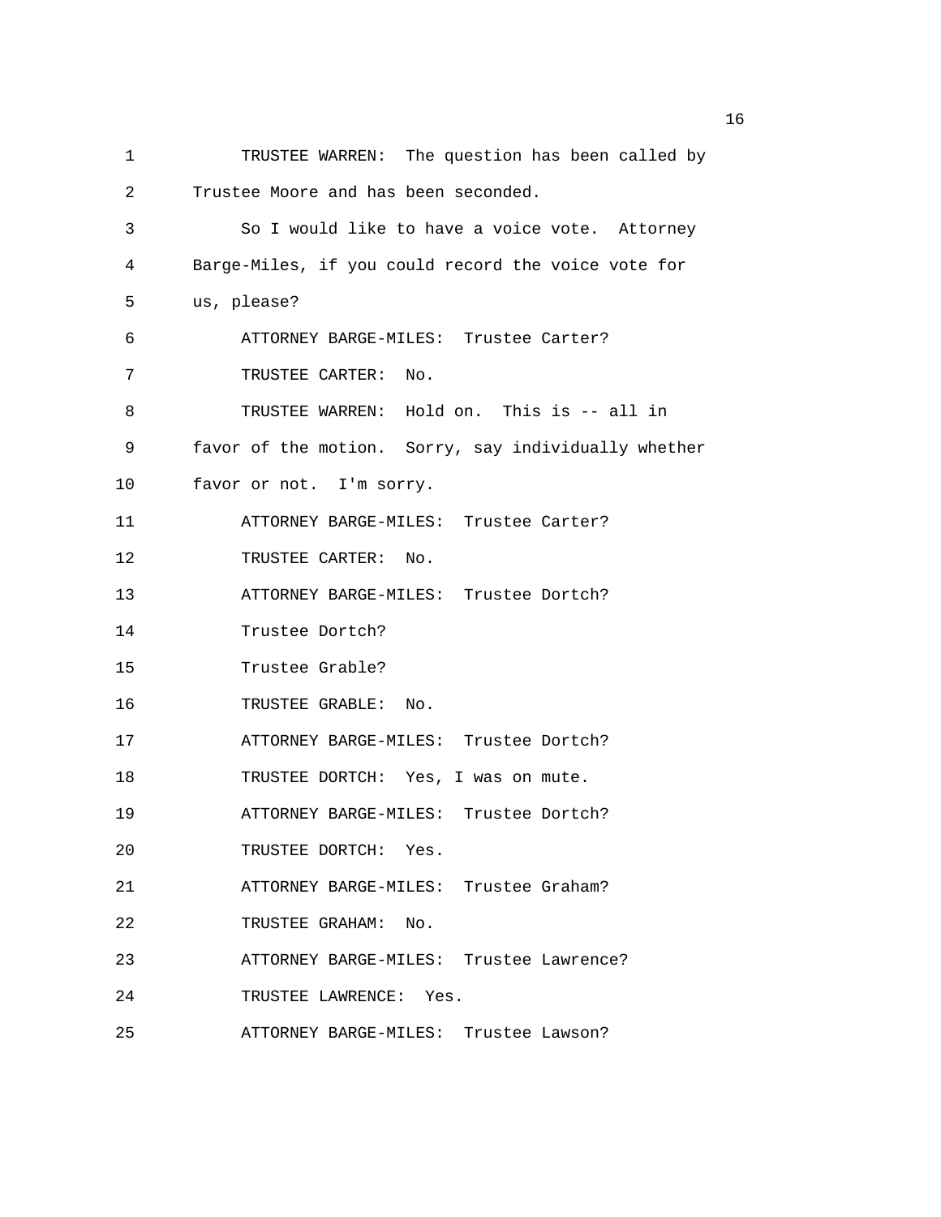TRUSTEE WARREN: The question has been called by Trustee Moore and has been seconded.

So I would like to have a voice vote. Attorney Barge-Miles, if you could record the voice vote for us, please?

ATTORNEY BARGE-MILES: Trustee Carter?

TRUSTEE CARTER: No.

TRUSTEE WARREN: Hold on. This is -- all in favor of the motion. Sorry, say individually whether favor or not. I'm sorry.

ATTORNEY BARGE-MILES: Trustee Carter?

TRUSTEE CARTER: No.

ATTORNEY BARGE-MILES: Trustee Dortch?

Trustee Dortch?

Trustee Grable?

TRUSTEE GRABLE: No.

ATTORNEY BARGE-MILES: Trustee Dortch?

TRUSTEE DORTCH: Yes, I was on mute.

ATTORNEY BARGE-MILES: Trustee Dortch?

TRUSTEE DORTCH: Yes.

ATTORNEY BARGE-MILES: Trustee Graham?

TRUSTEE GRAHAM: No.

ATTORNEY BARGE-MILES: Trustee Lawrence?

TRUSTEE LAWRENCE: Yes.

ATTORNEY BARGE-MILES: Trustee Lawson?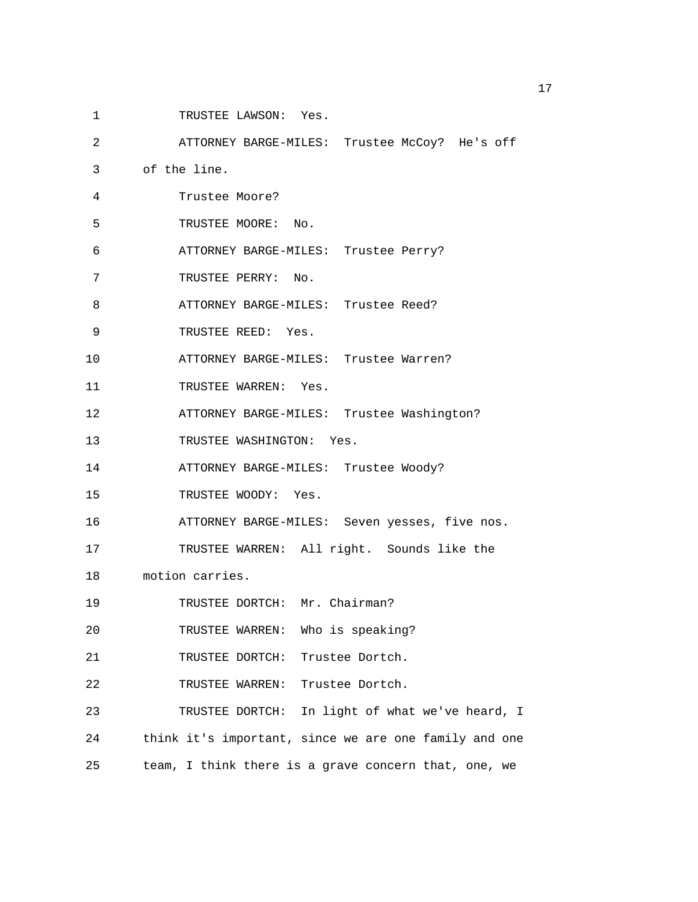1 TRUSTEE LAWSON: Yes.

2 ATTORNEY BARGE-MILES: Trustee McCoy? He's off

3 of the line.

4 Trustee Moore?

5 TRUSTEE MOORE: No.

6 ATTORNEY BARGE-MILES: Trustee Perry?

7 TRUSTEE PERRY: No.

8 ATTORNEY BARGE-MILES: Trustee Reed?

9 TRUSTEE REED: Yes.

10 ATTORNEY BARGE-MILES: Trustee Warren?

11 TRUSTEE WARREN: Yes.

12 ATTORNEY BARGE-MILES: Trustee Washington?

13 TRUSTEE WASHINGTON: Yes.

14 ATTORNEY BARGE-MILES: Trustee Woody?

15 TRUSTEE WOODY: Yes.

16 ATTORNEY BARGE-MILES: Seven yesses, five nos.

17 TRUSTEE WARREN: All right. Sounds like the

18 motion carries.

19 TRUSTEE DORTCH: Mr. Chairman?

20 TRUSTEE WARREN: Who is speaking?

21 TRUSTEE DORTCH: Trustee Dortch.

22 TRUSTEE WARREN: Trustee Dortch.

23 TRUSTEE DORTCH: In light of what we've heard, I

24 think it's important, since we are one family and one

25 team, I think there is a grave concern that, one, we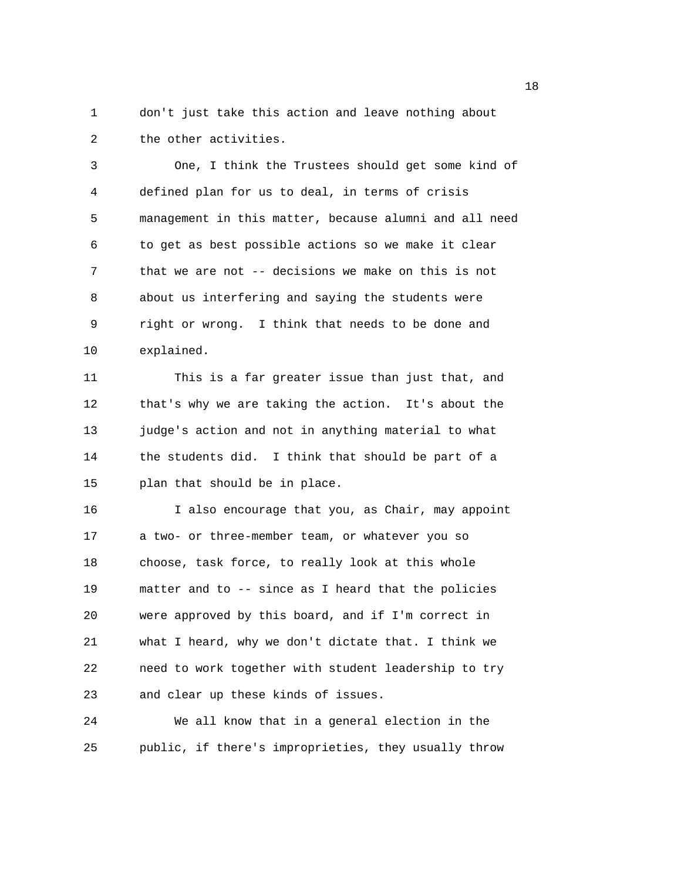don't just take this action and leave nothing about the other activities.

One, I think the Trustees should get some kind of defined plan for us to deal, in terms of crisis management in this matter, because alumni and all need to get as best possible actions so we make it clear that we are not -- decisions we make on this is not about us interfering and saying the students were right or wrong. I think that needs to be done and explained.

This is a far greater issue than just that, and that's why we are taking the action. It's about the judge's action and not in anything material to what the students did. I think that should be part of a plan that should be in place.

I also encourage that you, as Chair, may appoint a two- or three-member team, or whatever you so choose, task force, to really look at this whole matter and to -- since as I heard that the policies were approved by this board, and if I'm correct in what I heard, why we don't dictate that. I think we need to work together with student leadership to try and clear up these kinds of issues.

We all know that in a general election in the public, if there's improprieties, they usually throw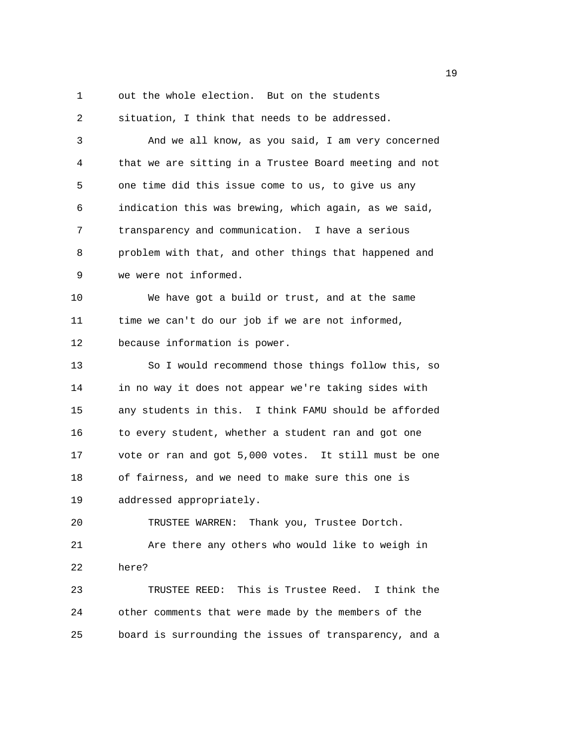out the whole election. But on the students situation, I think that needs to be addressed.

And we all know, as you said, I am very concerned that we are sitting in a Trustee Board meeting and not one time did this issue come to us, to give us any indication this was brewing, which again, as we said, transparency and communication. I have a serious problem with that, and other things that happened and we were not informed.

We have got a build or trust, and at the same time we can't do our job if we are not informed, because information is power.

So I would recommend those things follow this, so in no way it does not appear we're taking sides with any students in this. I think FAMU should be afforded to every student, whether a student ran and got one vote or ran and got 5,000 votes. It still must be one of fairness, and we need to make sure this one is addressed appropriately.

TRUSTEE WARREN: Thank you, Trustee Dortch.

Are there any others who would like to weigh in here?

TRUSTEE REED: This is Trustee Reed. I think the other comments that were made by the members of the board is surrounding the issues of transparency, and a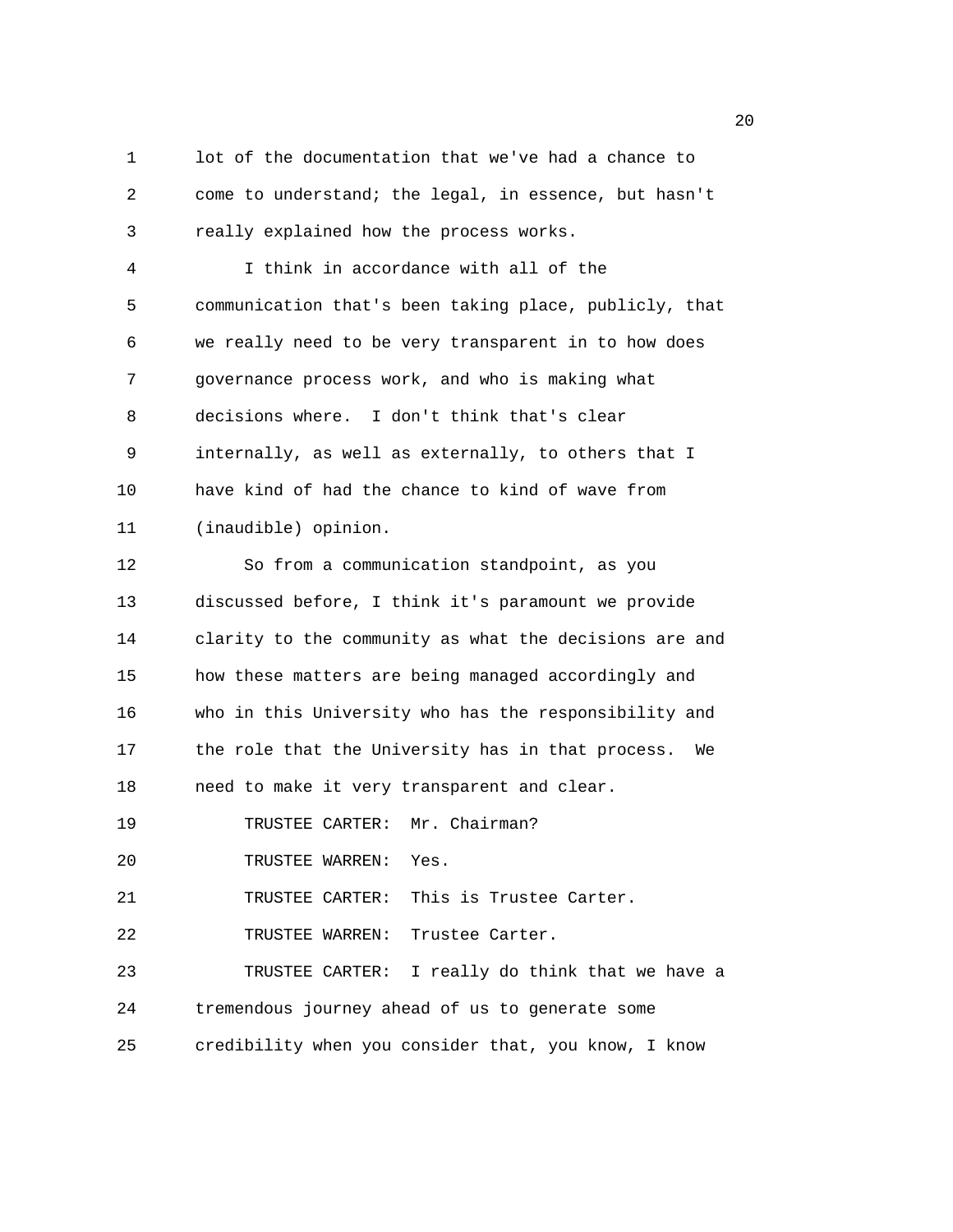lot of the documentation that we've had a chance to come to understand; the legal, in essence, but hasn't really explained how the process works.

I think in accordance with all of the communication that's been taking place, publicly, that we really need to be very transparent in to how does governance process work, and who is making what decisions where. I don't think that's clear internally, as well as externally, to others that I have kind of had the chance to kind of wave from (inaudible) opinion.

So from a communication standpoint, as you discussed before, I think it's paramount we provide clarity to the community as what the decisions are and how these matters are being managed accordingly and who in this University who has the responsibility and the role that the University has in that process. We need to make it very transparent and clear.

TRUSTEE CARTER: Mr. Chairman?

TRUSTEE WARREN: Yes.

TRUSTEE CARTER: This is Trustee Carter.

TRUSTEE WARREN: Trustee Carter.

TRUSTEE CARTER: I really do think that we have a tremendous journey ahead of us to generate some credibility when you consider that, you know, I know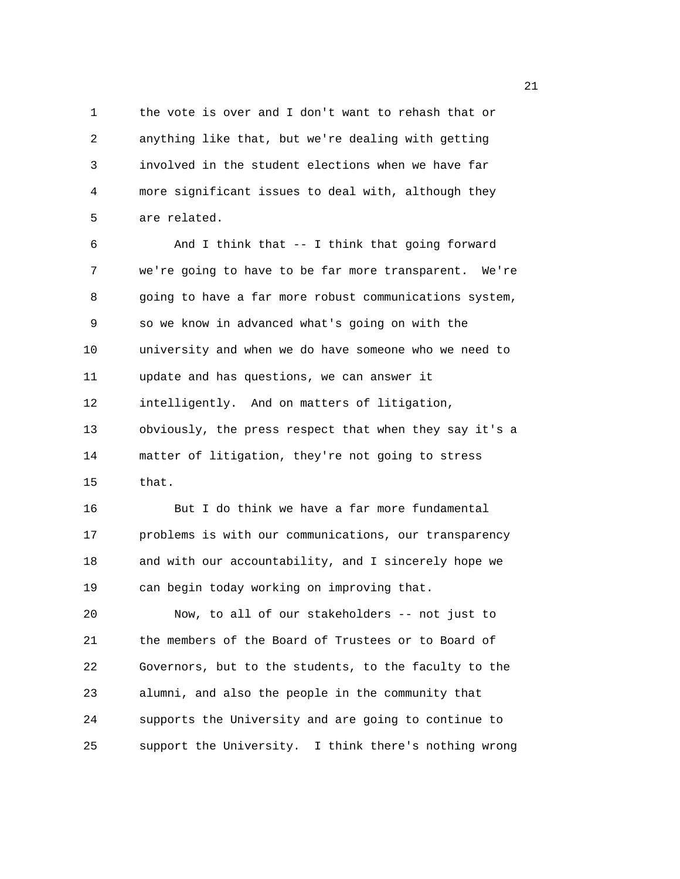the vote is over and I don't want to rehash that or anything like that, but we're dealing with getting involved in the student elections when we have far more significant issues to deal with, although they are related.

And I think that -- I think that going forward we're going to have to be far more transparent. We're going to have a far more robust communications system, so we know in advanced what's going on with the university and when we do have someone who we need to update and has questions, we can answer it intelligently. And on matters of litigation, obviously, the press respect that when they say it's a matter of litigation, they're not going to stress that.

But I do think we have a far more fundamental problems is with our communications, our transparency and with our accountability, and I sincerely hope we can begin today working on improving that.

Now, to all of our stakeholders -- not just to the members of the Board of Trustees or to Board of Governors, but to the students, to the faculty to the alumni, and also the people in the community that supports the University and are going to continue to support the University. I think there's nothing wrong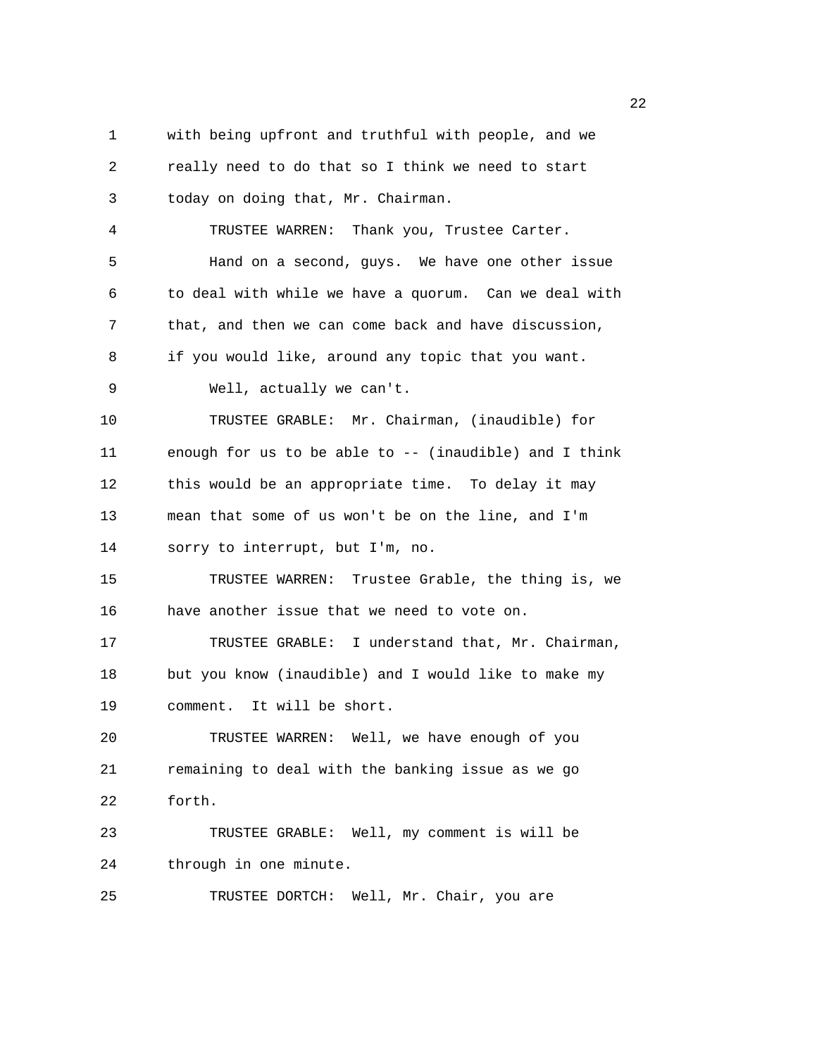with being upfront and truthful with people, and we really need to do that so I think we need to start today on doing that, Mr. Chairman.

TRUSTEE WARREN: Thank you, Trustee Carter.

Hand on a second, guys. We have one other issue to deal with while we have a quorum. Can we deal with that, and then we can come back and have discussion, if you would like, around any topic that you want.

Well, actually we can't.

TRUSTEE GRABLE: Mr. Chairman, (inaudible) for enough for us to be able to -- (inaudible) and I think this would be an appropriate time. To delay it may mean that some of us won't be on the line, and I'm sorry to interrupt, but I'm, no.

TRUSTEE WARREN: Trustee Grable, the thing is, we have another issue that we need to vote on.

TRUSTEE GRABLE: I understand that, Mr. Chairman, but you know (inaudible) and I would like to make my comment. It will be short.

TRUSTEE WARREN: Well, we have enough of you remaining to deal with the banking issue as we go forth.

TRUSTEE GRABLE: Well, my comment is will be through in one minute.

TRUSTEE DORTCH: Well, Mr. Chair, you are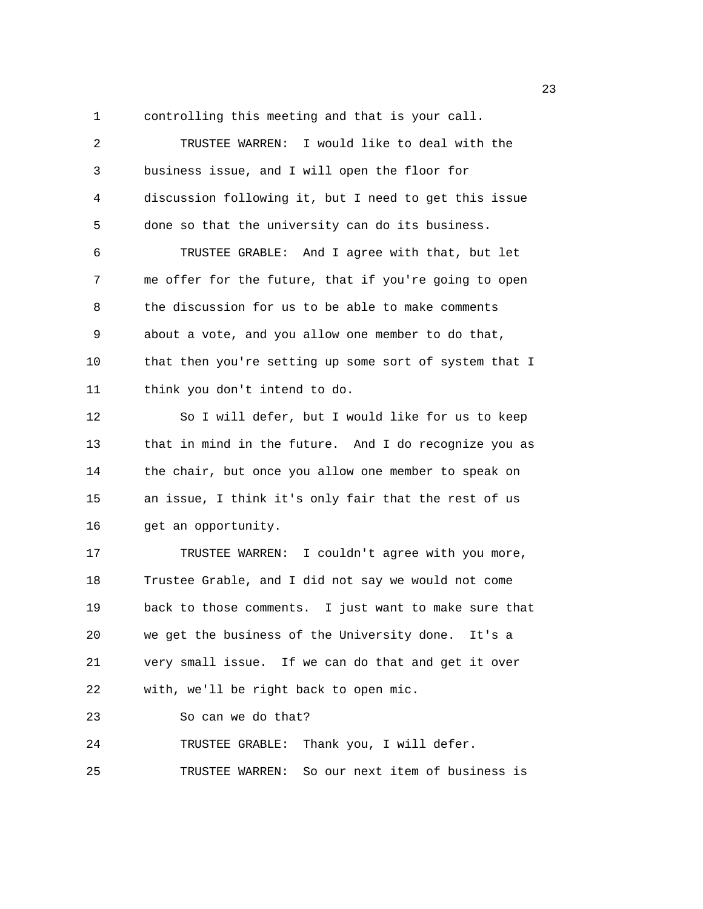controlling this meeting and that is your call.

TRUSTEE WARREN: I would like to deal with the business issue, and I will open the floor for discussion following it, but I need to get this issue done so that the university can do its business.

TRUSTEE GRABLE: And I agree with that, but let me offer for the future, that if you're going to open the discussion for us to be able to make comments about a vote, and you allow one member to do that, that then you're setting up some sort of system that I think you don't intend to do.

So I will defer, but I would like for us to keep that in mind in the future. And I do recognize you as the chair, but once you allow one member to speak on an issue, I think it's only fair that the rest of us get an opportunity.

TRUSTEE WARREN: I couldn't agree with you more, Trustee Grable, and I did not say we would not come back to those comments. I just want to make sure that we get the business of the University done. It's a very small issue. If we can do that and get it over with, we'll be right back to open mic.

So can we do that?

TRUSTEE GRABLE: Thank you, I will defer.

TRUSTEE WARREN: So our next item of business is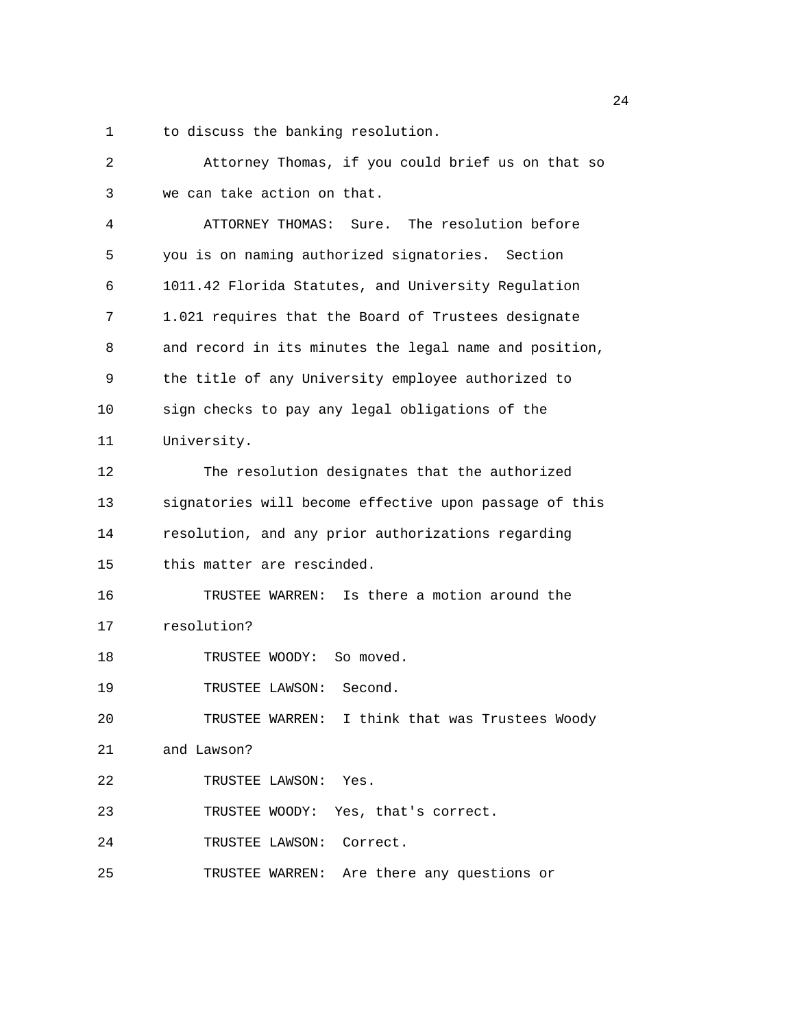to discuss the banking resolution.

Attorney Thomas, if you could brief us on that so we can take action on that.

ATTORNEY THOMAS: Sure. The resolution before you is on naming authorized signatories. Section 1011.42 Florida Statutes, and University Regulation 1.021 requires that the Board of Trustees designate and record in its minutes the legal name and position, the title of any University employee authorized to sign checks to pay any legal obligations of the University.

The resolution designates that the authorized signatories will become effective upon passage of this resolution, and any prior authorizations regarding this matter are rescinded.

TRUSTEE WARREN: Is there a motion around the resolution?

TRUSTEE WOODY: So moved.

TRUSTEE LAWSON: Second.

TRUSTEE WARREN: I think that was Trustees Woody and Lawson?

TRUSTEE LAWSON: Yes.

TRUSTEE WOODY: Yes, that's correct.

TRUSTEE LAWSON: Correct.

TRUSTEE WARREN: Are there any questions or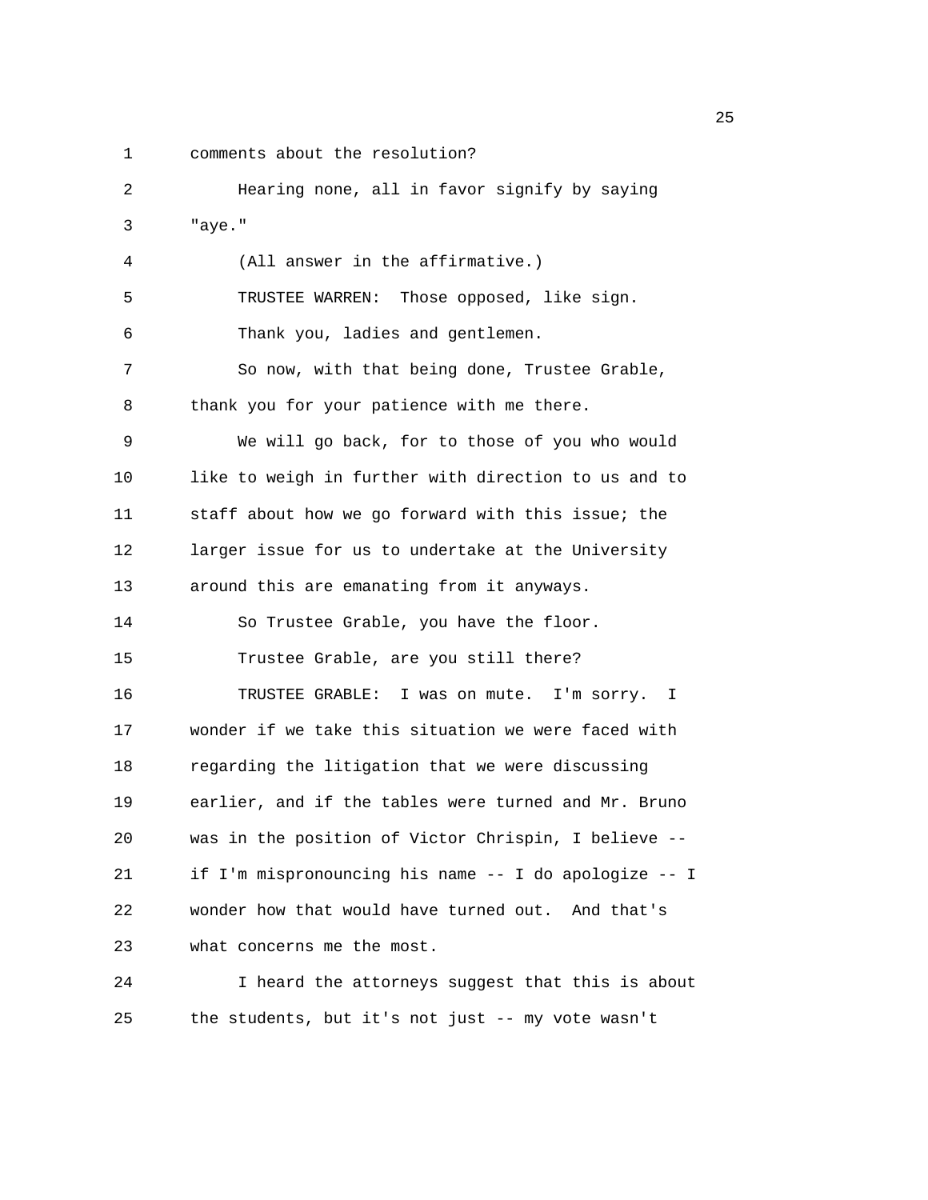comments about the resolution?

Hearing none, all in favor signify by saying "aye."

(All answer in the affirmative.)

TRUSTEE WARREN: Those opposed, like sign.

Thank you, ladies and gentlemen.

So now, with that being done, Trustee Grable, thank you for your patience with me there.

We will go back, for to those of you who would like to weigh in further with direction to us and to staff about how we go forward with this issue; the larger issue for us to undertake at the University around this are emanating from it anyways.

So Trustee Grable, you have the floor.

Trustee Grable, are you still there?

TRUSTEE GRABLE: I was on mute. I'm sorry. I wonder if we take this situation we were faced with regarding the litigation that we were discussing earlier, and if the tables were turned and Mr. Bruno was in the position of Victor Chrispin, I believe -- if I'm mispronouncing his name -- I do apologize -- I wonder how that would have turned out. And that's what concerns me the most.

I heard the attorneys suggest that this is about the students, but it's not just -- my vote wasn't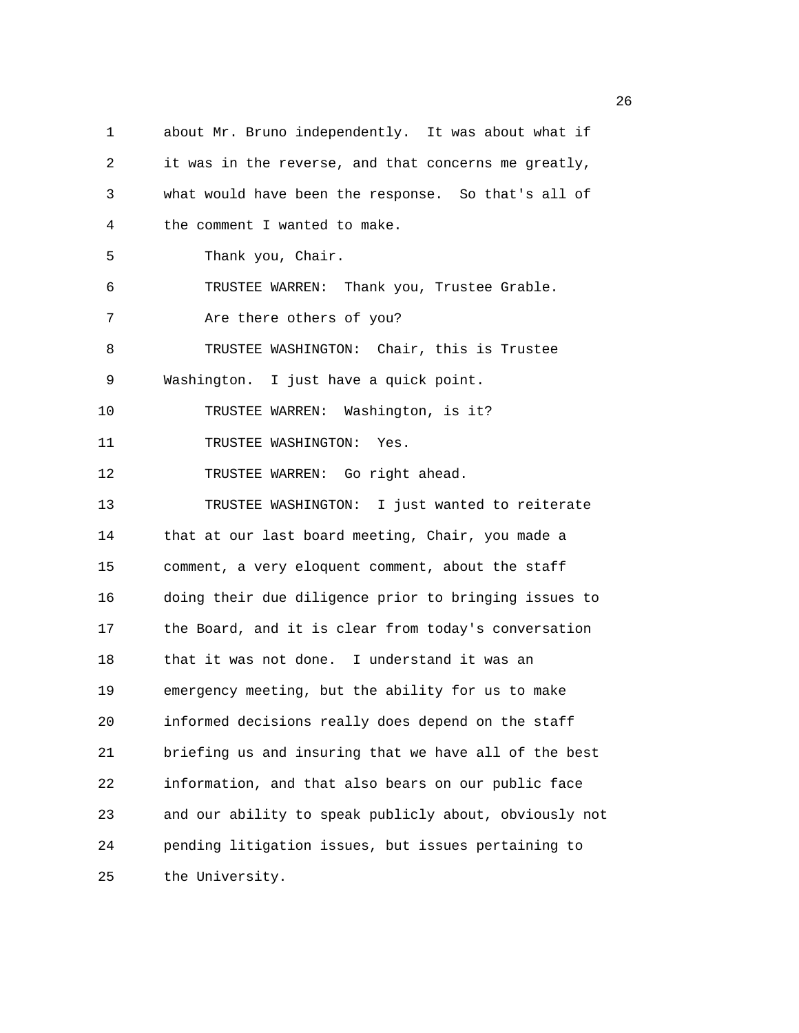about Mr. Bruno independently. It was about what if it was in the reverse, and that concerns me greatly, what would have been the response. So that's all of the comment I wanted to make.

Thank you, Chair.

TRUSTEE WARREN: Thank you, Trustee Grable.

Are there others of you?

TRUSTEE WASHINGTON: Chair, this is Trustee Washington. I just have a quick point.

TRUSTEE WARREN: Washington, is it?

TRUSTEE WASHINGTON: Yes.

TRUSTEE WARREN: Go right ahead.

TRUSTEE WASHINGTON: I just wanted to reiterate that at our last board meeting, Chair, you made a comment, a very eloquent comment, about the staff doing their due diligence prior to bringing issues to the Board, and it is clear from today's conversation that it was not done. I understand it was an emergency meeting, but the ability for us to make informed decisions really does depend on the staff briefing us and insuring that we have all of the best information, and that also bears on our public face and our ability to speak publicly about, obviously not pending litigation issues, but issues pertaining to the University.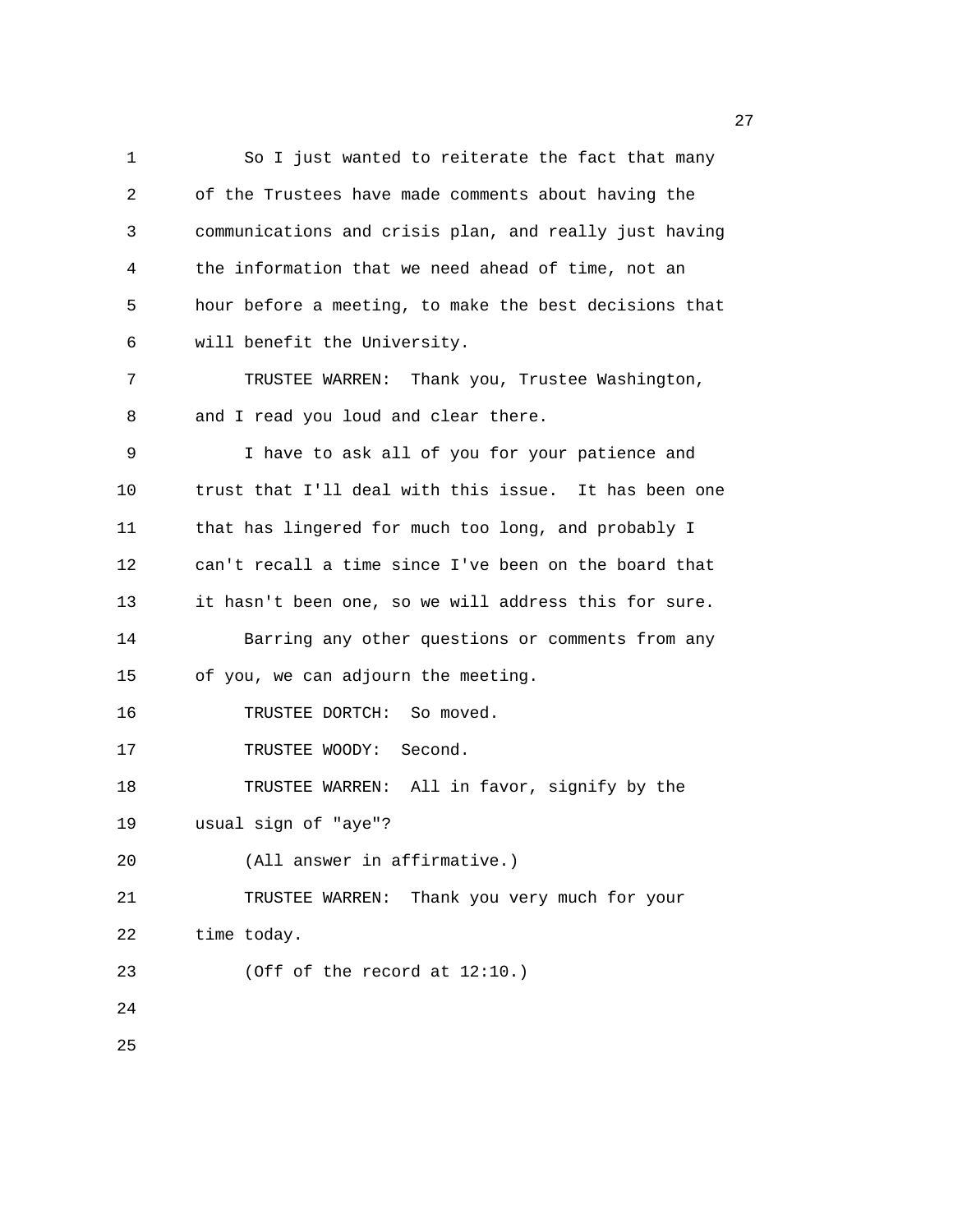So I just wanted to reiterate the fact that many of the Trustees have made comments about having the communications and crisis plan, and really just having the information that we need ahead of time, not an hour before a meeting, to make the best decisions that will benefit the University.

TRUSTEE WARREN: Thank you, Trustee Washington, and I read you loud and clear there.

I have to ask all of you for your patience and trust that I'll deal with this issue. It has been one that has lingered for much too long, and probably I can't recall a time since I've been on the board that it hasn't been one, so we will address this for sure.

Barring any other questions or comments from any of you, we can adjourn the meeting.

TRUSTEE DORTCH: So moved.

TRUSTEE WOODY: Second.

TRUSTEE WARREN: All in favor, signify by the usual sign of "aye"?

(All answer in affirmative.)

TRUSTEE WARREN: Thank you very much for your time today.

(Off of the record at 12:10.)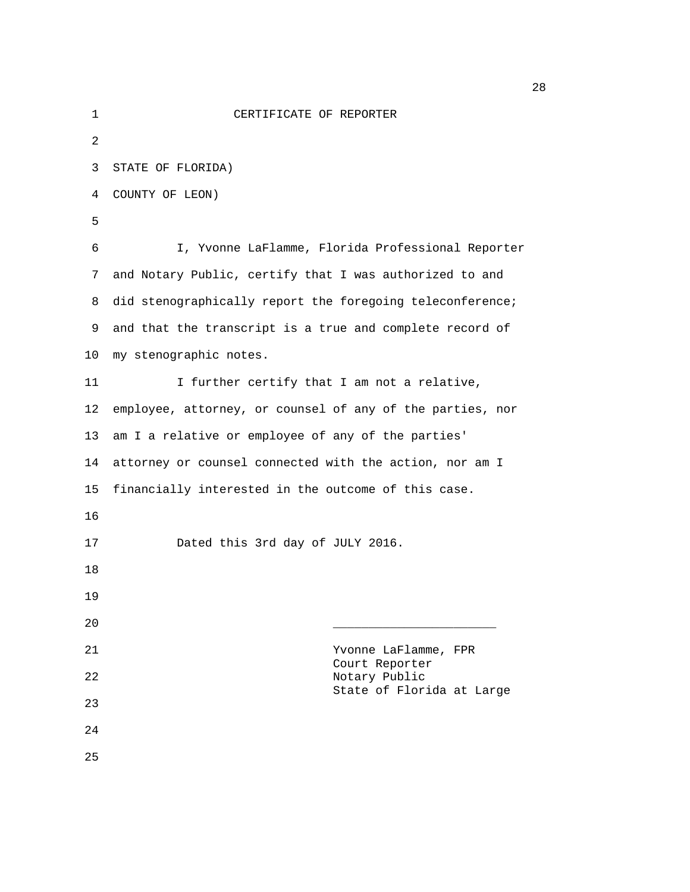# CERTIFICATE OF REPORTER

STATE OF FLORIDA)
COUNTY OF LEON)

I, Yvonne LaFlamme, Florida Professional Reporter and Notary Public, certify that I was authorized to and did stenographically report the foregoing teleconference; and that the transcript is a true and complete record of my stenographic notes.

I further certify that I am not a relative, employee, attorney, or counsel of any of the parties, nor am I a relative or employee of any of the parties' attorney or counsel connected with the action, nor am I financially interested in the outcome of this case.

Dated this 3rd day of JULY 2016.

______________________

Yvonne LaFlamme, FPR
Court Reporter
Notary Public
State of Florida at Large